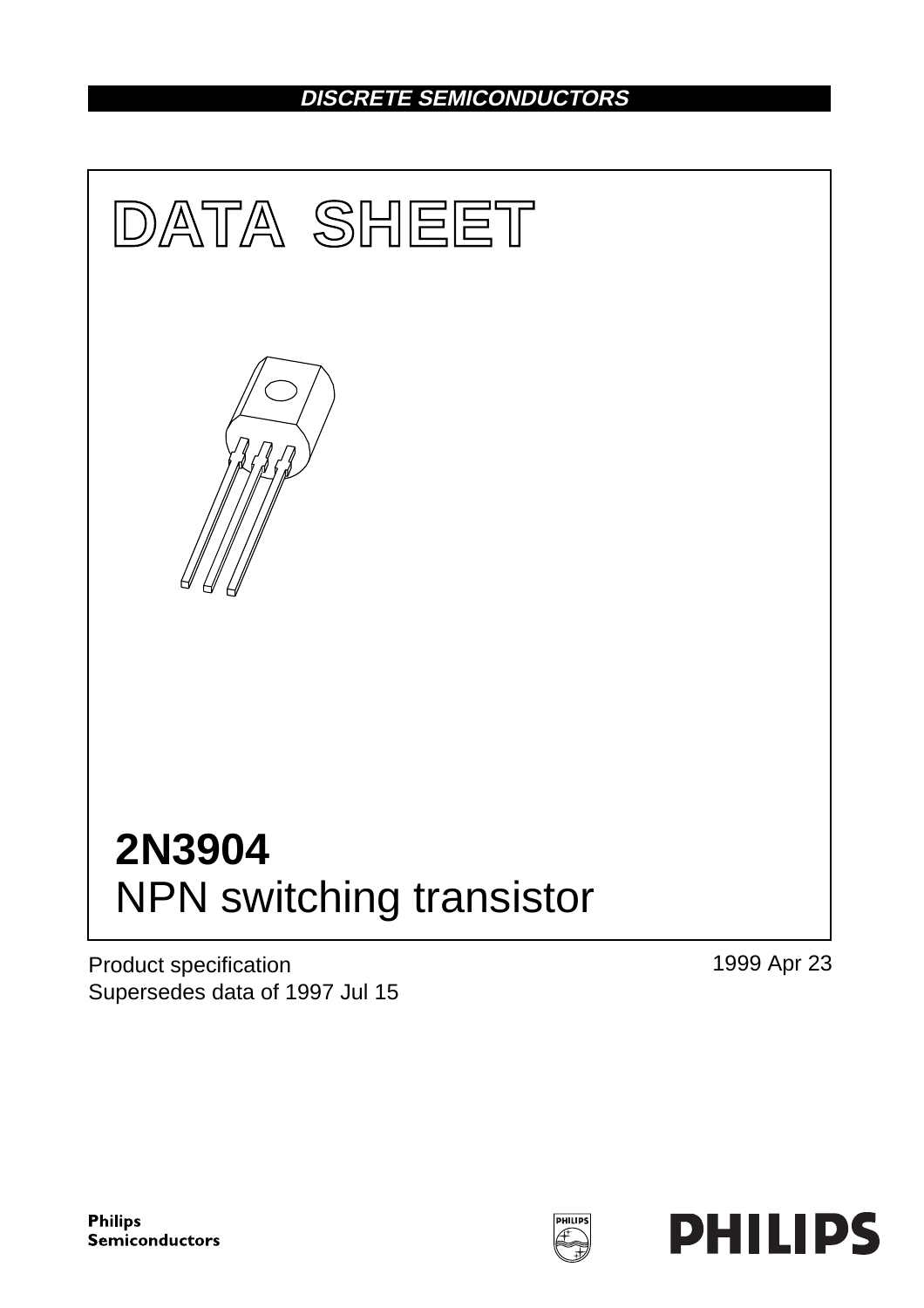DISCRETE SEMICONDUCTORS

# DATA SHEET

# 2N3904
## NPN switching transistor

Product specification
Supersedes data of 1997 Jul 15

1999 Apr 23

Philips Semiconductors

PHILIPS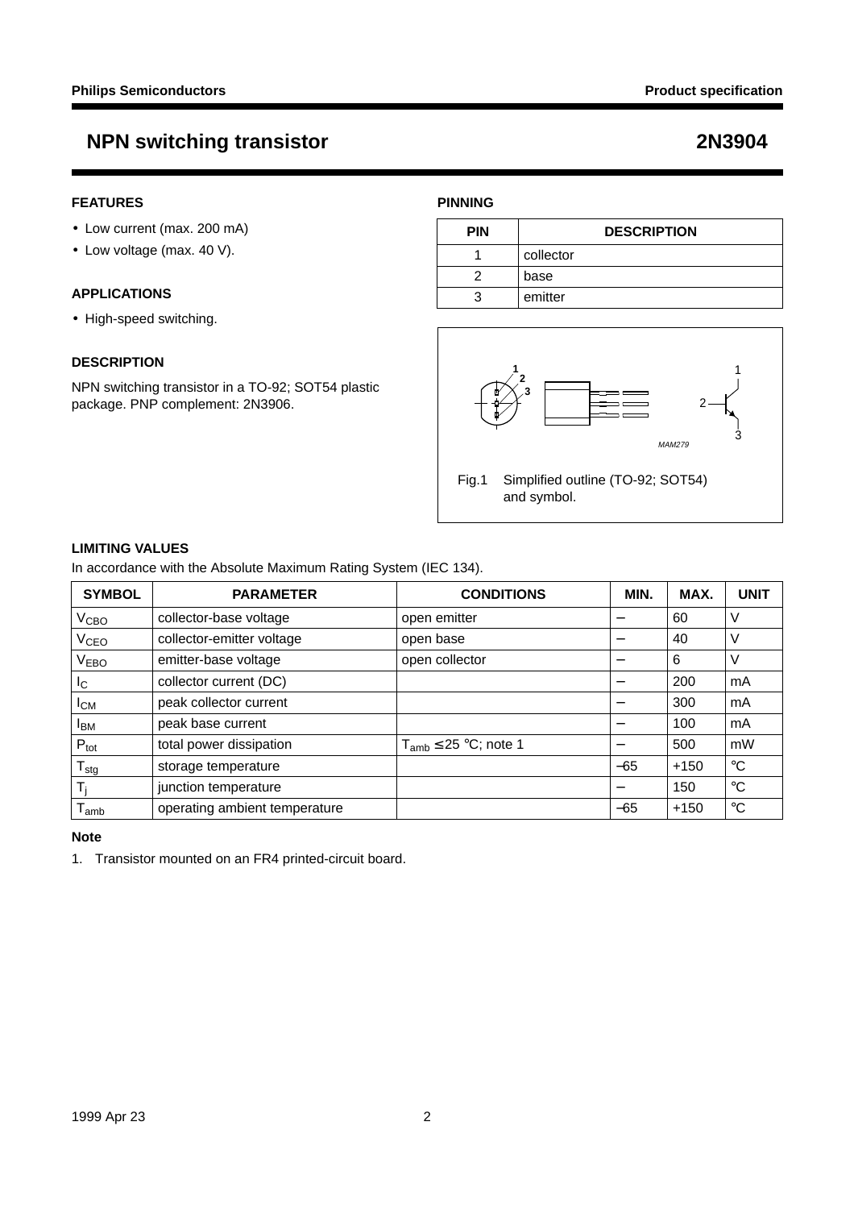# NPN switching transistor — 2N3904

## FEATURES

- Low current (max. 200 mA)
- Low voltage (max. 40 V).

## APPLICATIONS

- High-speed switching.

## DESCRIPTION

NPN switching transistor in a TO-92; SOT54 plastic package. PNP complement: 2N3906.

## PINNING

| PIN | DESCRIPTION |
|---|---|
| 1 | collector |
| 2 | base |
| 3 | emitter |

Fig.1 Simplified outline (TO-92; SOT54) and symbol.

## LIMITING VALUES

In accordance with the Absolute Maximum Rating System (IEC 134).

| SYMBOL | PARAMETER | CONDITIONS | MIN. | MAX. | UNIT |
|---|---|---|---|---|---|
| $V_{CBO}$ | collector-base voltage | open emitter | – | 60 | V |
| $V_{CEO}$ | collector-emitter voltage | open base | – | 40 | V |
| $V_{EBO}$ | emitter-base voltage | open collector | – | 6 | V |
| $I_C$ | collector current (DC) | | – | 200 | mA |
| $I_{CM}$ | peak collector current | | – | 300 | mA |
| $I_{BM}$ | peak base current | | – | 100 | mA |
| $P_{tot}$ | total power dissipation | $T_{amb} \leq 25$ °C; note 1 | – | 500 | mW |
| $T_{stg}$ | storage temperature | | –65 | +150 | °C |
| $T_j$ | junction temperature | | – | 150 | °C |
| $T_{amb}$ | operating ambient temperature | | –65 | +150 | °C |

### Note

1. Transistor mounted on an FR4 printed-circuit board.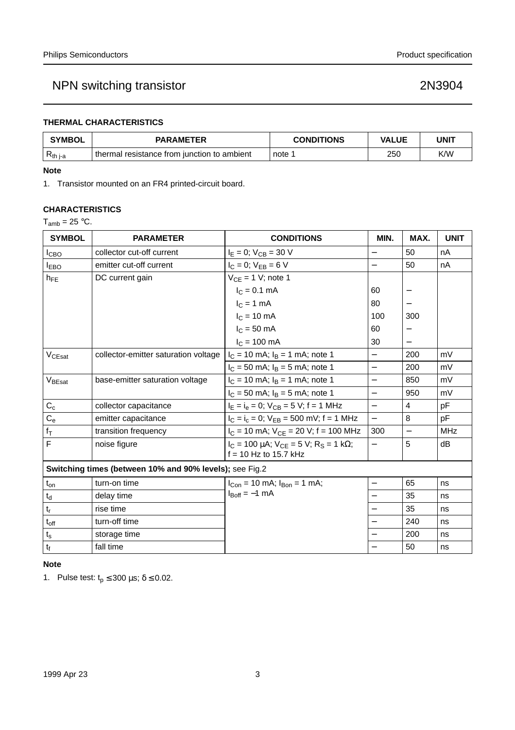### THERMAL CHARACTERISTICS

| SYMBOL | PARAMETER | CONDITIONS | VALUE | UNIT |
|---|---|---|---|---|
| $R_{th\ j\text{-}a}$ | thermal resistance from junction to ambient | note 1 | 250 | K/W |

**Note**

1. Transistor mounted on an FR4 printed-circuit board.

### CHARACTERISTICS

$T_{amb} = 25\ °C$.

| SYMBOL | PARAMETER | CONDITIONS | MIN. | MAX. | UNIT |
|---|---|---|---|---|---|
| $I_{CBO}$ | collector cut-off current | $I_E = 0$; $V_{CB} = 30$ V | – | 50 | nA |
| $I_{EBO}$ | emitter cut-off current | $I_C = 0$; $V_{EB} = 6$ V | – | 50 | nA |
| $h_{FE}$ | DC current gain | $V_{CE} = 1$ V; note 1 | | | |
| | | $I_C = 0.1$ mA | 60 | – | |
| | | $I_C = 1$ mA | 80 | – | |
| | | $I_C = 10$ mA | 100 | 300 | |
| | | $I_C = 50$ mA | 60 | – | |
| | | $I_C = 100$ mA | 30 | – | |
| $V_{CEsat}$ | collector-emitter saturation voltage | $I_C = 10$ mA; $I_B = 1$ mA; note 1 | – | 200 | mV |
| | | $I_C = 50$ mA; $I_B = 5$ mA; note 1 | – | 200 | mV |
| $V_{BEsat}$ | base-emitter saturation voltage | $I_C = 10$ mA; $I_B = 1$ mA; note 1 | – | 850 | mV |
| | | $I_C = 50$ mA; $I_B = 5$ mA; note 1 | – | 950 | mV |
| $C_c$ | collector capacitance | $I_E = i_e = 0$; $V_{CB} = 5$ V; f = 1 MHz | – | 4 | pF |
| $C_e$ | emitter capacitance | $I_C = i_c = 0$; $V_{EB} = 500$ mV; f = 1 MHz | – | 8 | pF |
| $f_T$ | transition frequency | $I_C = 10$ mA; $V_{CE} = 20$ V; f = 100 MHz | 300 | – | MHz |
| F | noise figure | $I_C = 100$ µA; $V_{CE} = 5$ V; $R_S = 1$ kΩ; f = 10 Hz to 15.7 kHz | – | 5 | dB |
| **Switching times (between 10% and 90% levels);** see Fig.2 | | | | | |
| $t_{on}$ | turn-on time | $I_{Con} = 10$ mA; $I_{Bon} = 1$ mA; $I_{Boff} = -1$ mA | – | 65 | ns |
| $t_d$ | delay time | | – | 35 | ns |
| $t_r$ | rise time | | – | 35 | ns |
| $t_{off}$ | turn-off time | | – | 240 | ns |
| $t_s$ | storage time | | – | 200 | ns |
| $t_f$ | fall time | | – | 50 | ns |

**Note**

1. Pulse test: $t_p \leq 300$ µs; $\delta \leq 0.02$.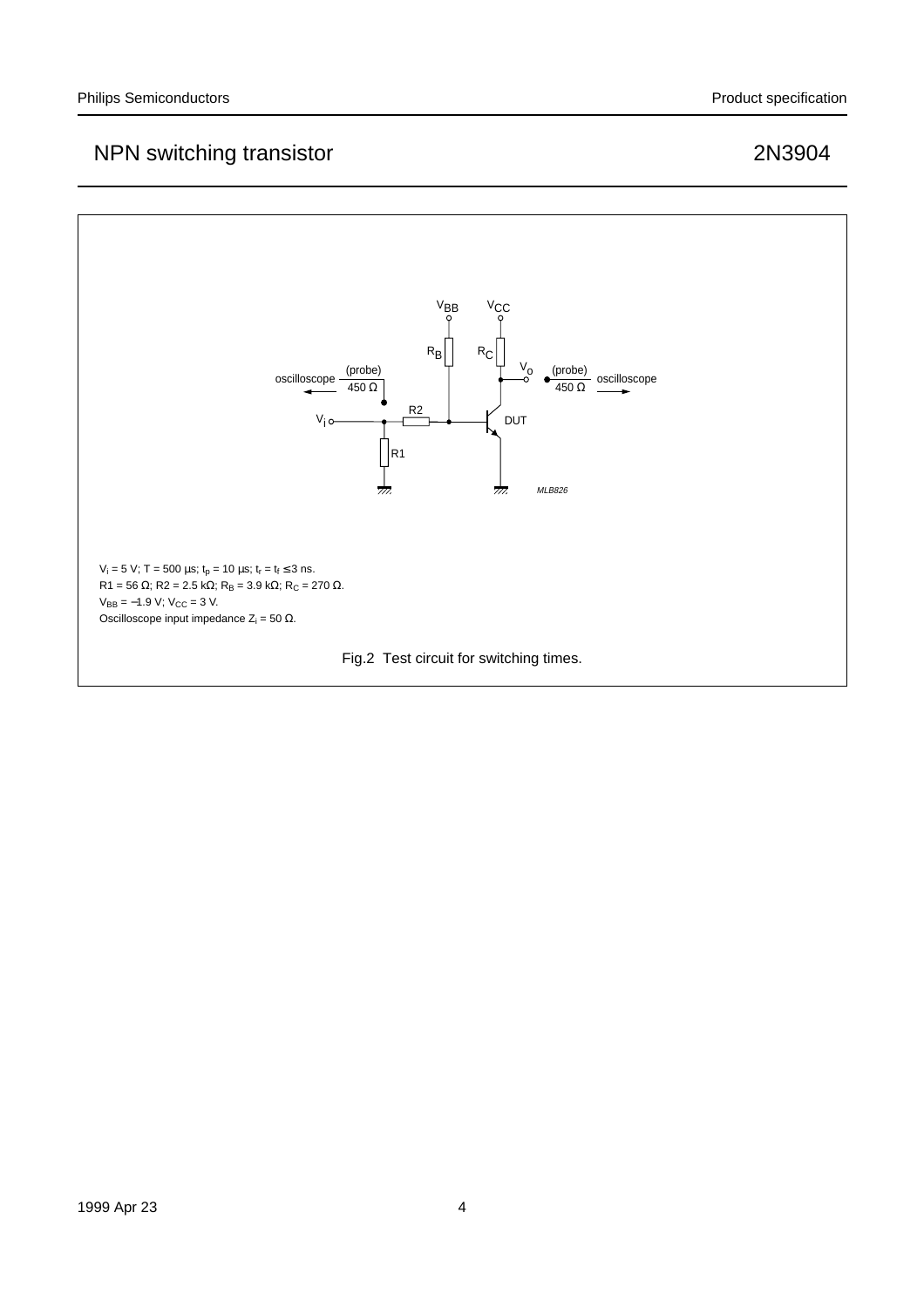$V_i$ = 5 V; T = 500 µs; $t_p$ = 10 µs; $t_r$ = $t_f$ ≤ 3 ns.
R1 = 56 Ω; R2 = 2.5 kΩ; $R_B$ = 3.9 kΩ; $R_C$ = 270 Ω.
$V_{BB}$ = −1.9 V; $V_{CC}$ = 3 V.
Oscilloscope input impedance $Z_i$ = 50 Ω.

Fig.2 Test circuit for switching times.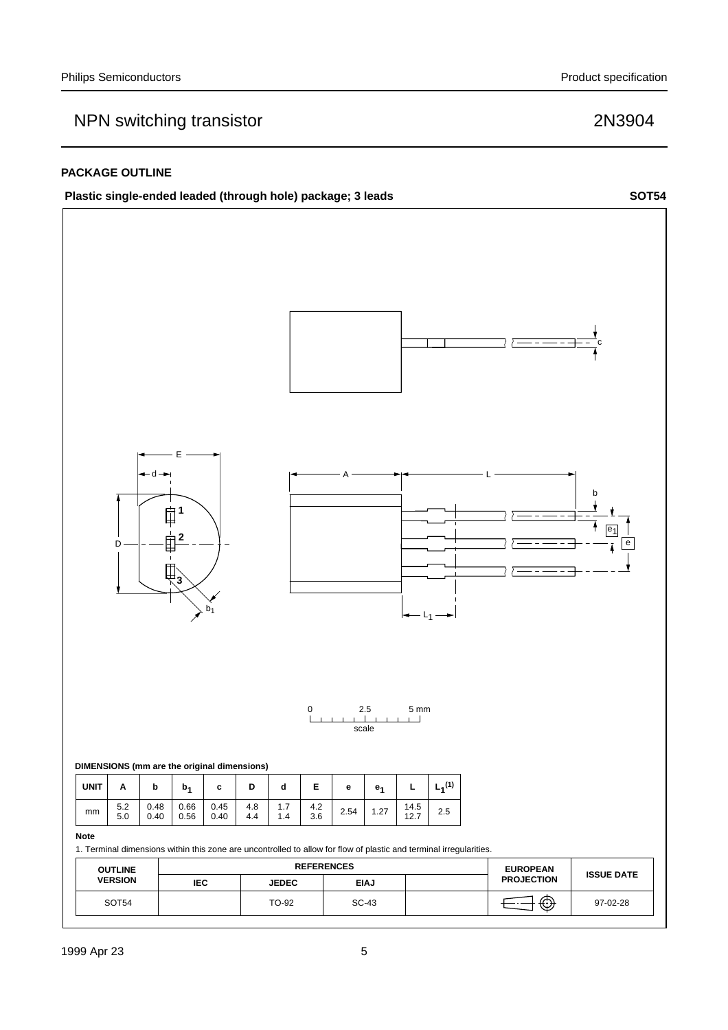## PACKAGE OUTLINE

**Plastic single-ended leaded (through hole) package; 3 leads** **SOT54**

**DIMENSIONS (mm are the original dimensions)**

| UNIT | A | b | $b_1$ | c | D | d | E | e | $e_1$ | L | $L_1$[(1)] |
|---|---|---|---|---|---|---|---|---|---|---|---|
| mm | 5.2<br>5.0 | 0.48<br>0.40 | 0.66<br>0.56 | 0.45<br>0.40 | 4.8<br>4.4 | 1.7<br>1.4 | 4.2<br>3.6 | 2.54 | 1.27 | 14.5<br>12.7 | 2.5 |

**Note**

1. Terminal dimensions within this zone are uncontrolled to allow for flow of plastic and terminal irregularities.

| OUTLINE VERSION | REFERENCES | | | | EUROPEAN PROJECTION | ISSUE DATE |
|---|---|---|---|---|---|---|
| | IEC | JEDEC | EIAJ | | | |
| SOT54 | | TO-92 | SC-43 | | | 97-02-28 |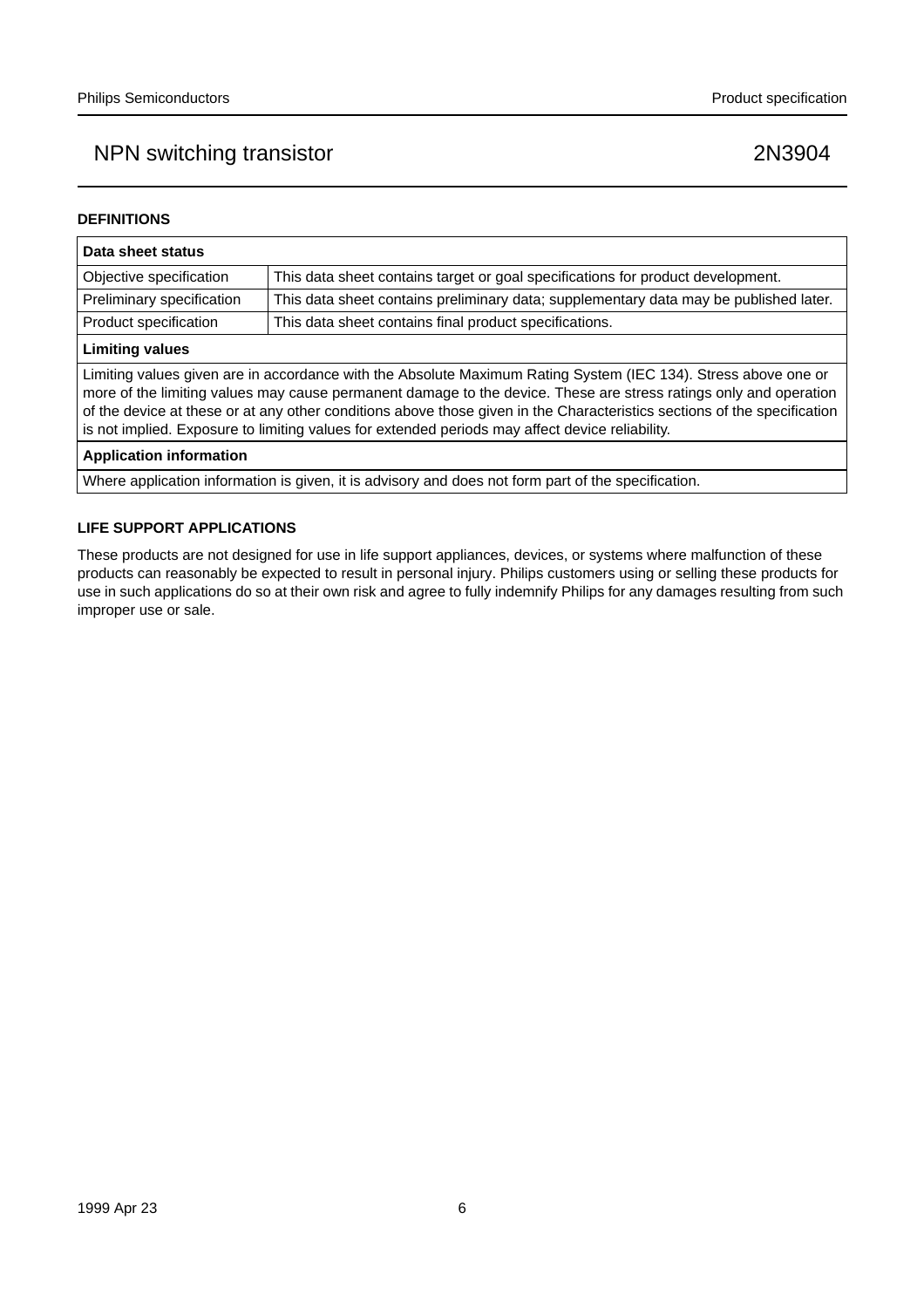## DEFINITIONS

| Data sheet status | |
|---|---|
| Objective specification | This data sheet contains target or goal specifications for product development. |
| Preliminary specification | This data sheet contains preliminary data; supplementary data may be published later. |
| Product specification | This data sheet contains final product specifications. |

**Limiting values**

Limiting values given are in accordance with the Absolute Maximum Rating System (IEC 134). Stress above one or more of the limiting values may cause permanent damage to the device. These are stress ratings only and operation of the device at these or at any other conditions above those given in the Characteristics sections of the specification is not implied. Exposure to limiting values for extended periods may affect device reliability.

**Application information**

Where application information is given, it is advisory and does not form part of the specification.

## LIFE SUPPORT APPLICATIONS

These products are not designed for use in life support appliances, devices, or systems where malfunction of these products can reasonably be expected to result in personal injury. Philips customers using or selling these products for use in such applications do so at their own risk and agree to fully indemnify Philips for any damages resulting from such improper use or sale.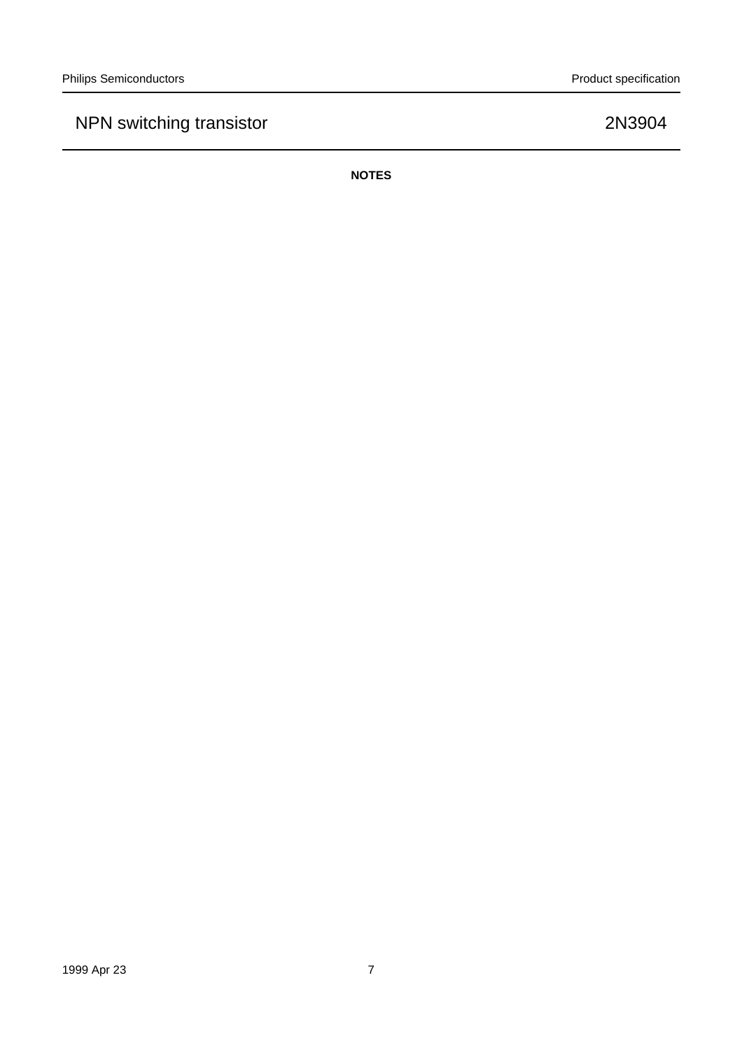**NOTES**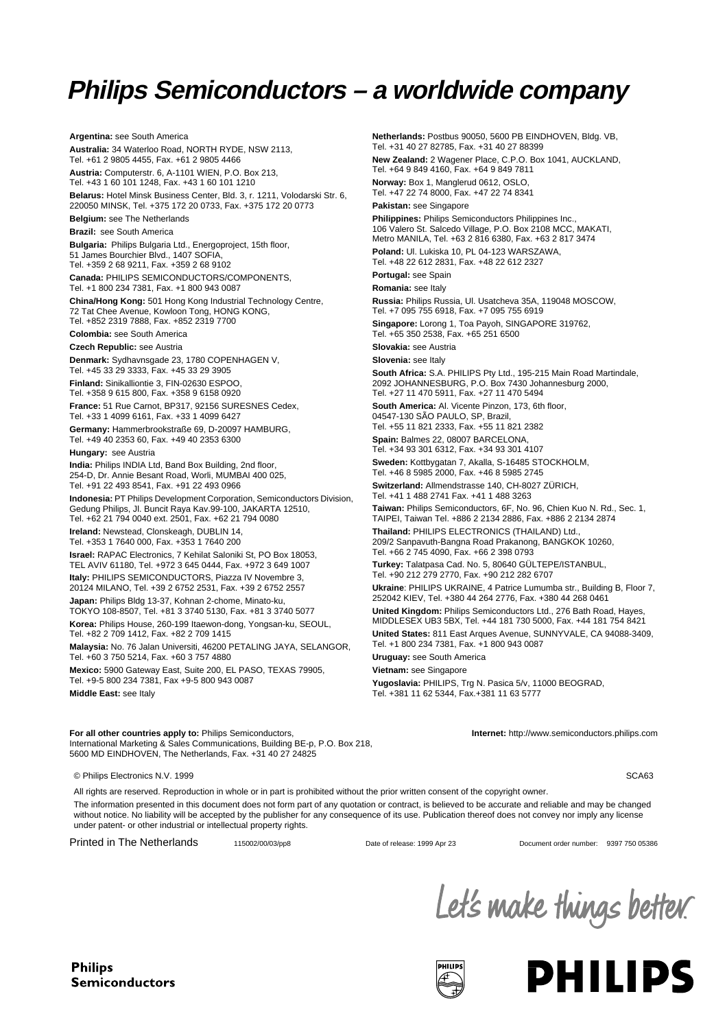# Philips Semiconductors – a worldwide company

**Argentina:** see South America

**Australia:** 34 Waterloo Road, NORTH RYDE, NSW 2113, Tel. +61 2 9805 4455, Fax. +61 2 9805 4466

**Austria:** Computerstr. 6, A-1101 WIEN, P.O. Box 213, Tel. +43 1 60 101 1248, Fax. +43 1 60 101 1210

**Belarus:** Hotel Minsk Business Center, Bld. 3, r. 1211, Volodarski Str. 6, 220050 MINSK, Tel. +375 172 20 0733, Fax. +375 172 20 0773

**Belgium:** see The Netherlands

**Brazil:** see South America

**Bulgaria:** Philips Bulgaria Ltd., Energoproject, 15th floor, 51 James Bourchier Blvd., 1407 SOFIA, Tel. +359 2 68 9211, Fax. +359 2 68 9102

**Canada:** PHILIPS SEMICONDUCTORS/COMPONENTS, Tel. +1 800 234 7381, Fax. +1 800 943 0087

**China/Hong Kong:** 501 Hong Kong Industrial Technology Centre, 72 Tat Chee Avenue, Kowloon Tong, HONG KONG, Tel. +852 2319 7888, Fax. +852 2319 7700

**Colombia:** see South America

**Czech Republic:** see Austria

**Denmark:** Sydhavnsgade 23, 1780 COPENHAGEN V, Tel. +45 33 29 3333, Fax. +45 33 29 3905

**Finland:** Sinikalliontie 3, FIN-02630 ESPOO, Tel. +358 9 615 800, Fax. +358 9 6158 0920

**France:** 51 Rue Carnot, BP317, 92156 SURESNES Cedex, Tel. +33 1 4099 6161, Fax. +33 1 4099 6427

**Germany:** Hammerbrookstraße 69, D-20097 HAMBURG, Tel. +49 40 2353 60, Fax. +49 40 2353 6300

**Hungary:** see Austria

**India:** Philips INDIA Ltd, Band Box Building, 2nd floor, 254-D, Dr. Annie Besant Road, Worli, MUMBAI 400 025, Tel. +91 22 493 8541, Fax. +91 22 493 0966

**Indonesia:** PT Philips Development Corporation, Semiconductors Division, Gedung Philips, Jl. Buncit Raya Kav.99-100, JAKARTA 12510, Tel. +62 21 794 0040 ext. 2501, Fax. +62 21 794 0080

**Ireland:** Newstead, Clonskeagh, DUBLIN 14, Tel. +353 1 7640 000, Fax. +353 1 7640 200

**Israel:** RAPAC Electronics, 7 Kehilat Saloniki St, PO Box 18053, TEL AVIV 61180, Tel. +972 3 645 0444, Fax. +972 3 649 1007

**Italy:** PHILIPS SEMICONDUCTORS, Piazza IV Novembre 3, 20124 MILANO, Tel. +39 2 6752 2531, Fax. +39 2 6752 2557

**Japan:** Philips Bldg 13-37, Kohnan 2-chome, Minato-ku, TOKYO 108-8507, Tel. +81 3 3740 5130, Fax. +81 3 3740 5077

**Korea:** Philips House, 260-199 Itaewon-dong, Yongsan-ku, SEOUL, Tel. +82 2 709 1412, Fax. +82 2 709 1415

**Malaysia:** No. 76 Jalan Universiti, 46200 PETALING JAYA, SELANGOR, Tel. +60 3 750 5214, Fax. +60 3 757 4880

**Mexico:** 5900 Gateway East, Suite 200, EL PASO, TEXAS 79905, Tel. +9-5 800 234 7381, Fax +9-5 800 943 0087

**Middle East:** see Italy

**Netherlands:** Postbus 90050, 5600 PB EINDHOVEN, Bldg. VB, Tel. +31 40 27 82785, Fax. +31 40 27 88399

**New Zealand:** 2 Wagener Place, C.P.O. Box 1041, AUCKLAND, Tel. +64 9 849 4160, Fax. +64 9 849 7811

**Norway:** Box 1, Manglerud 0612, OSLO, Tel. +47 22 74 8000, Fax. +47 22 74 8341

**Pakistan:** see Singapore

**Philippines:** Philips Semiconductors Philippines Inc., 106 Valero St. Salcedo Village, P.O. Box 2108 MCC, MAKATI, Metro MANILA, Tel. +63 2 816 6380, Fax. +63 2 817 3474

**Poland:** Ul. Lukiska 10, PL 04-123 WARSZAWA, Tel. +48 22 612 2831, Fax. +48 22 612 2327

**Portugal:** see Spain

**Romania:** see Italy

**Russia:** Philips Russia, Ul. Usatcheva 35A, 119048 MOSCOW, Tel. +7 095 755 6918, Fax. +7 095 755 6919

**Singapore:** Lorong 1, Toa Payoh, SINGAPORE 319762, Tel. +65 350 2538, Fax. +65 251 6500

**Slovakia:** see Austria

**Slovenia:** see Italy

**South Africa:** S.A. PHILIPS Pty Ltd., 195-215 Main Road Martindale, 2092 JOHANNESBURG, P.O. Box 7430 Johannesburg 2000, Tel. +27 11 470 5911, Fax. +27 11 470 5494

**South America:** Al. Vicente Pinzon, 173, 6th floor, 04547-130 SÃO PAULO, SP, Brazil, Tel. +55 11 821 2333, Fax. +55 11 821 2382

**Spain:** Balmes 22, 08007 BARCELONA, Tel. +34 93 301 6312, Fax. +34 93 301 4107

**Sweden:** Kottbygatan 7, Akalla, S-16485 STOCKHOLM, Tel. +46 8 5985 2000, Fax. +46 8 5985 2745

**Switzerland:** Allmendstrasse 140, CH-8027 ZÜRICH, Tel. +41 1 488 2741 Fax. +41 1 488 3263

**Taiwan:** Philips Semiconductors, 6F, No. 96, Chien Kuo N. Rd., Sec. 1, TAIPEI, Taiwan Tel. +886 2 2134 2886, Fax. +886 2 2134 2874

**Thailand:** PHILIPS ELECTRONICS (THAILAND) Ltd., 209/2 Sanpavuth-Bangna Road Prakanong, BANGKOK 10260, Tel. +66 2 745 4090, Fax. +66 2 398 0793

**Turkey:** Talatpasa Cad. No. 5, 80640 GÜLTEPE/ISTANBUL, Tel. +90 212 279 2770, Fax. +90 212 282 6707

**Ukraine**: PHILIPS UKRAINE, 4 Patrice Lumumba str., Building B, Floor 7, 252042 KIEV, Tel. +380 44 264 2776, Fax. +380 44 268 0461

**United Kingdom:** Philips Semiconductors Ltd., 276 Bath Road, Hayes, MIDDLESEX UB3 5BX, Tel. +44 181 730 5000, Fax. +44 181 754 8421

**United States:** 811 East Arques Avenue, SUNNYVALE, CA 94088-3409, Tel. +1 800 234 7381, Fax. +1 800 943 0087

**Uruguay:** see South America

**Vietnam:** see Singapore

**Yugoslavia:** PHILIPS, Trg N. Pasica 5/v, 11000 BEOGRAD, Tel. +381 11 62 5344, Fax.+381 11 63 5777

**For all other countries apply to:** Philips Semiconductors, International Marketing & Sales Communications, Building BE-p, P.O. Box 218, 5600 MD EINDHOVEN, The Netherlands, Fax. +31 40 27 24825

**Internet:** http://www.semiconductors.philips.com

© Philips Electronics N.V. 1999

SCA63

All rights are reserved. Reproduction in whole or in part is prohibited without the prior written consent of the copyright owner.

The information presented in this document does not form part of any quotation or contract, is believed to be accurate and reliable and may be changed without notice. No liability will be accepted by the publisher for any consequence of its use. Publication thereof does not convey nor imply any license under patent- or other industrial or intellectual property rights.

Printed in The Netherlands 115002/00/03/pp8 Date of release: 1999 Apr 23 Document order number: 9397 750 05386

Let's make things better.

**Philips Semiconductors**

**PHILIPS**